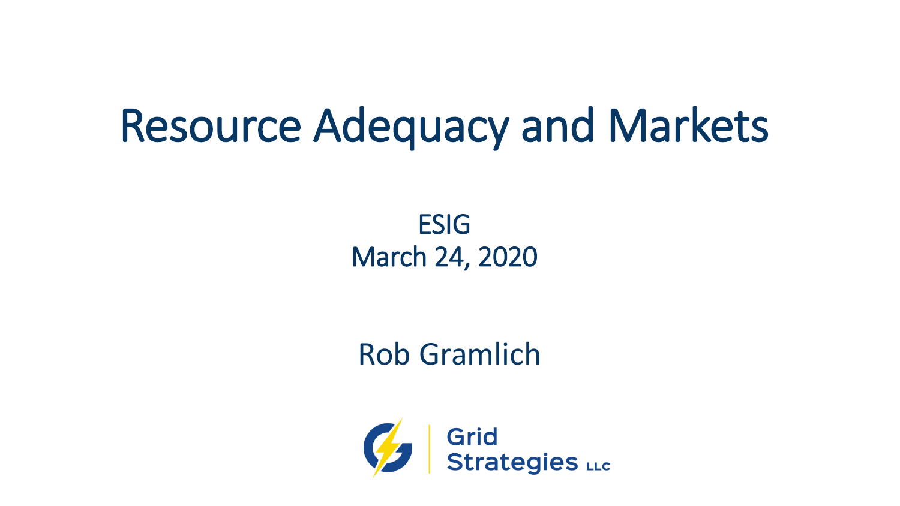# Resource Adequacy and Markets

ESIG
March 24, 2020

Rob Gramlich

Grid Strategies LLC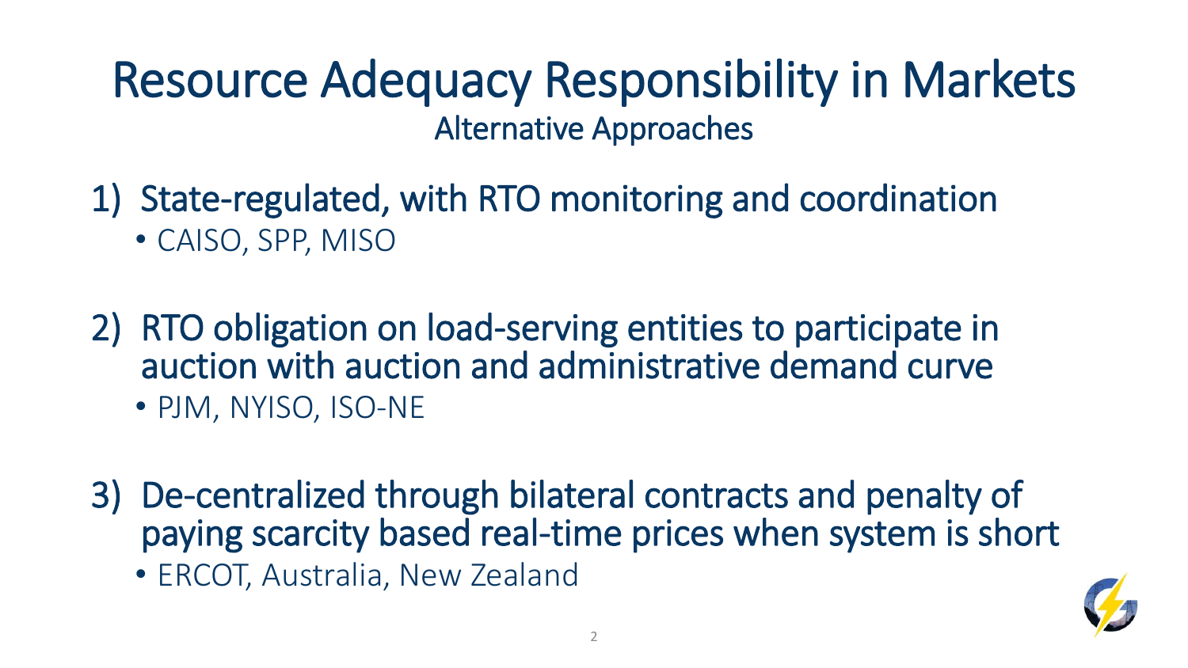# Resource Adequacy Responsibility in Markets

## Alternative Approaches

1) State-regulated, with RTO monitoring and coordination
   - CAISO, SPP, MISO

2) RTO obligation on load-serving entities to participate in auction with auction and administrative demand curve
   - PJM, NYISO, ISO-NE

3) De-centralized through bilateral contracts and penalty of paying scarcity based real-time prices when system is short
   - ERCOT, Australia, New Zealand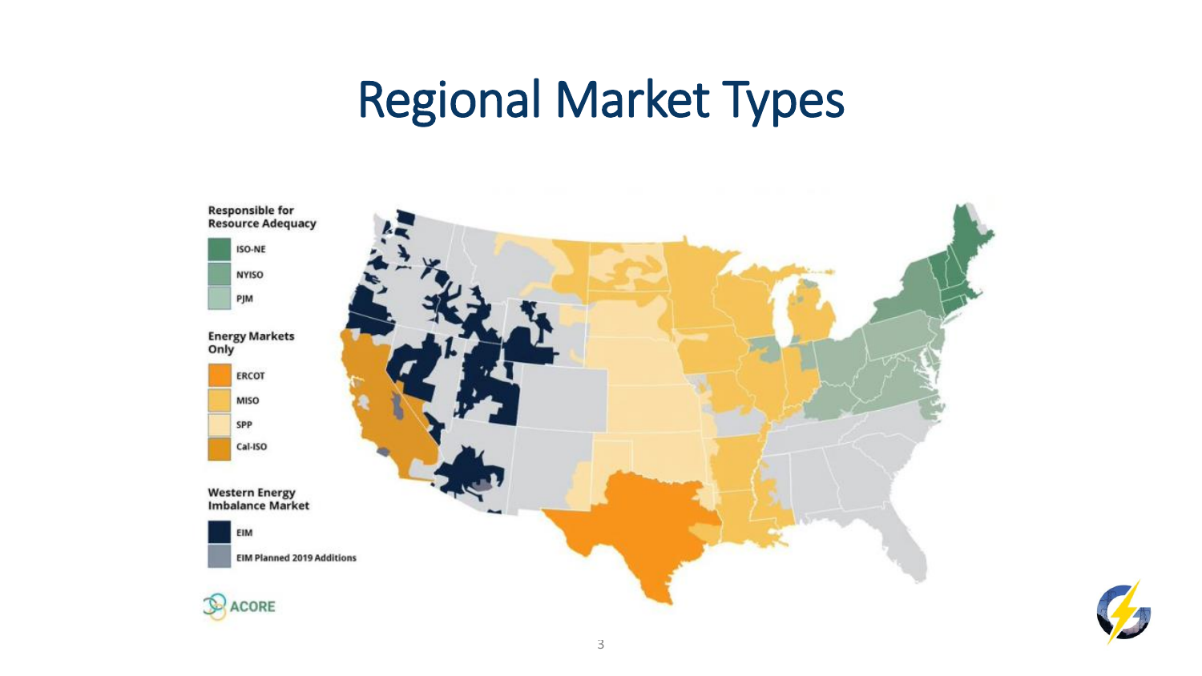# Regional Market Types

**Responsible for Resource Adequacy**
- ISO-NE
- NYISO
- PJM

**Energy Markets Only**
- ERCOT
- MISO
- SPP
- Cal-ISO

**Western Energy Imbalance Market**
- EIM
- EIM Planned 2019 Additions

ACORE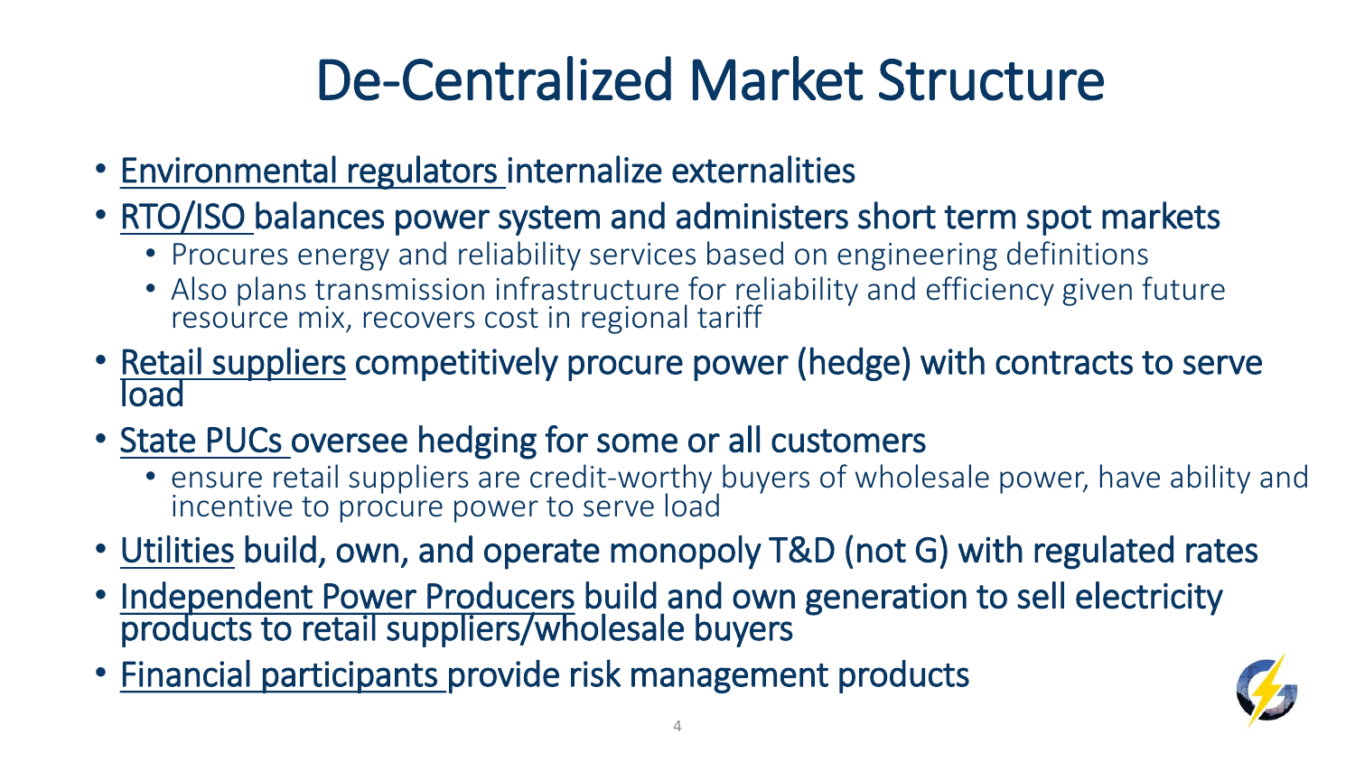# De-Centralized Market Structure

- Environmental regulators internalize externalities
- RTO/ISO balances power system and administers short term spot markets
  - Procures energy and reliability services based on engineering definitions
  - Also plans transmission infrastructure for reliability and efficiency given future resource mix, recovers cost in regional tariff
- Retail suppliers competitively procure power (hedge) with contracts to serve load
- State PUCs oversee hedging for some or all customers
  - ensure retail suppliers are credit-worthy buyers of wholesale power, have ability and incentive to procure power to serve load
- Utilities build, own, and operate monopoly T&D (not G) with regulated rates
- Independent Power Producers build and own generation to sell electricity products to retail suppliers/wholesale buyers
- Financial participants provide risk management products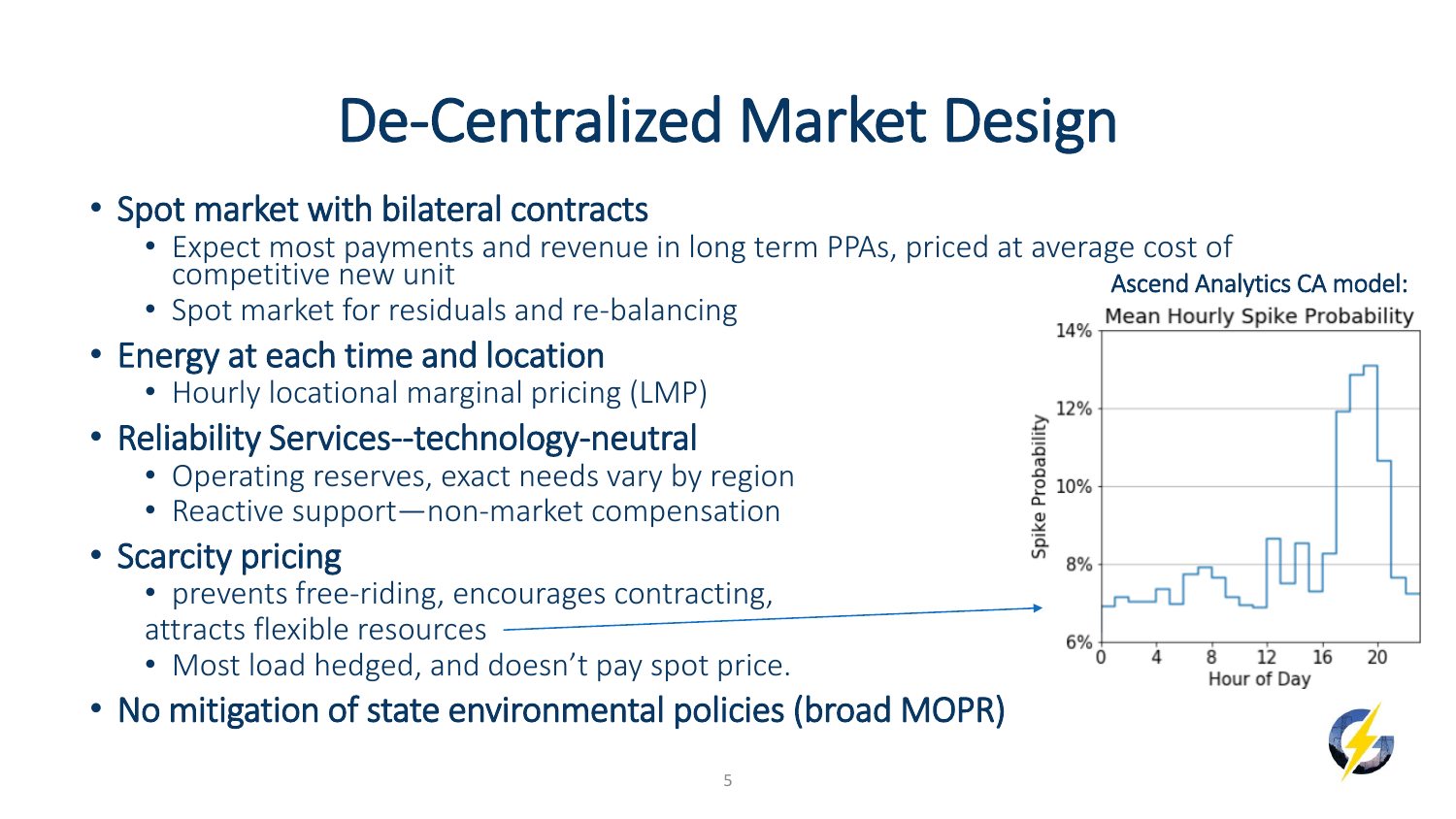# De-Centralized Market Design

- Spot market with bilateral contracts
  - Expect most payments and revenue in long term PPAs, priced at average cost of competitive new unit
  - Spot market for residuals and re-balancing
- Energy at each time and location
  - Hourly locational marginal pricing (LMP)
- Reliability Services--technology-neutral
  - Operating reserves, exact needs vary by region
  - Reactive support—non-market compensation
- Scarcity pricing
  - prevents free-riding, encourages contracting, attracts flexible resources
  - Most load hedged, and doesn't pay spot price.
- No mitigation of state environmental policies (broad MOPR)

Ascend Analytics CA model:

Mean Hourly Spike Probability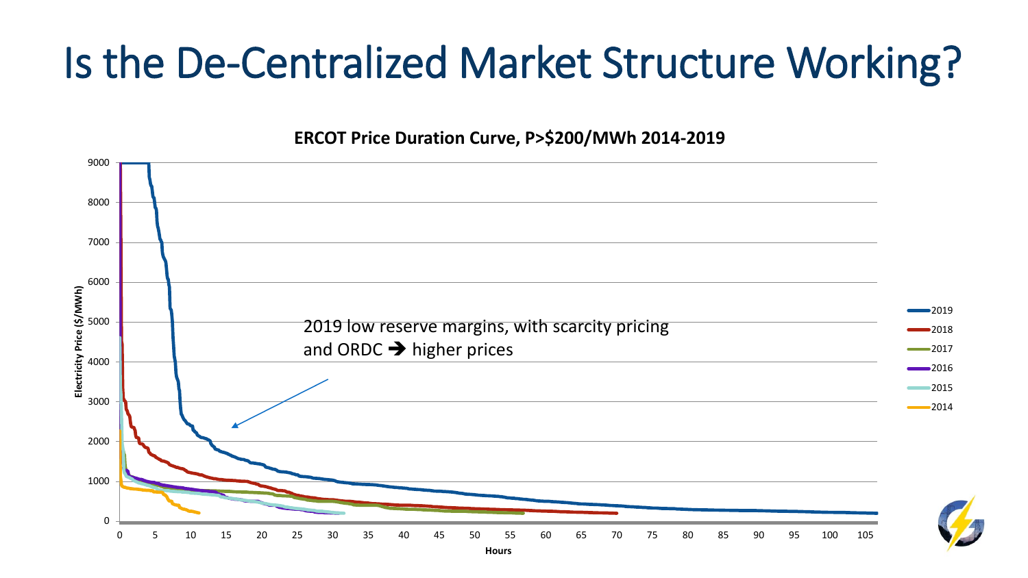# Is the De-Centralized Market Structure Working?

**ERCOT Price Duration Curve, P>$200/MWh 2014-2019**

2019 low reserve margins, with scarcity pricing and ORDC ➔ higher prices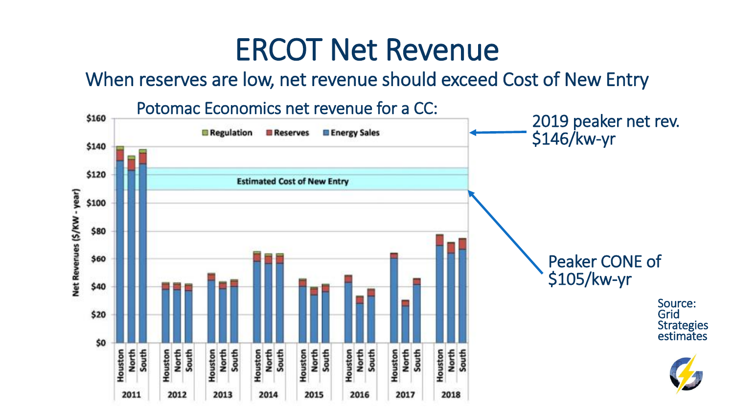# ERCOT Net Revenue

## When reserves are low, net revenue should exceed Cost of New Entry

Potomac Economics net revenue for a CC:

2019 peaker net rev. $146/kw-yr

Peaker CONE of $105/kw-yr

Source: Grid Strategies estimates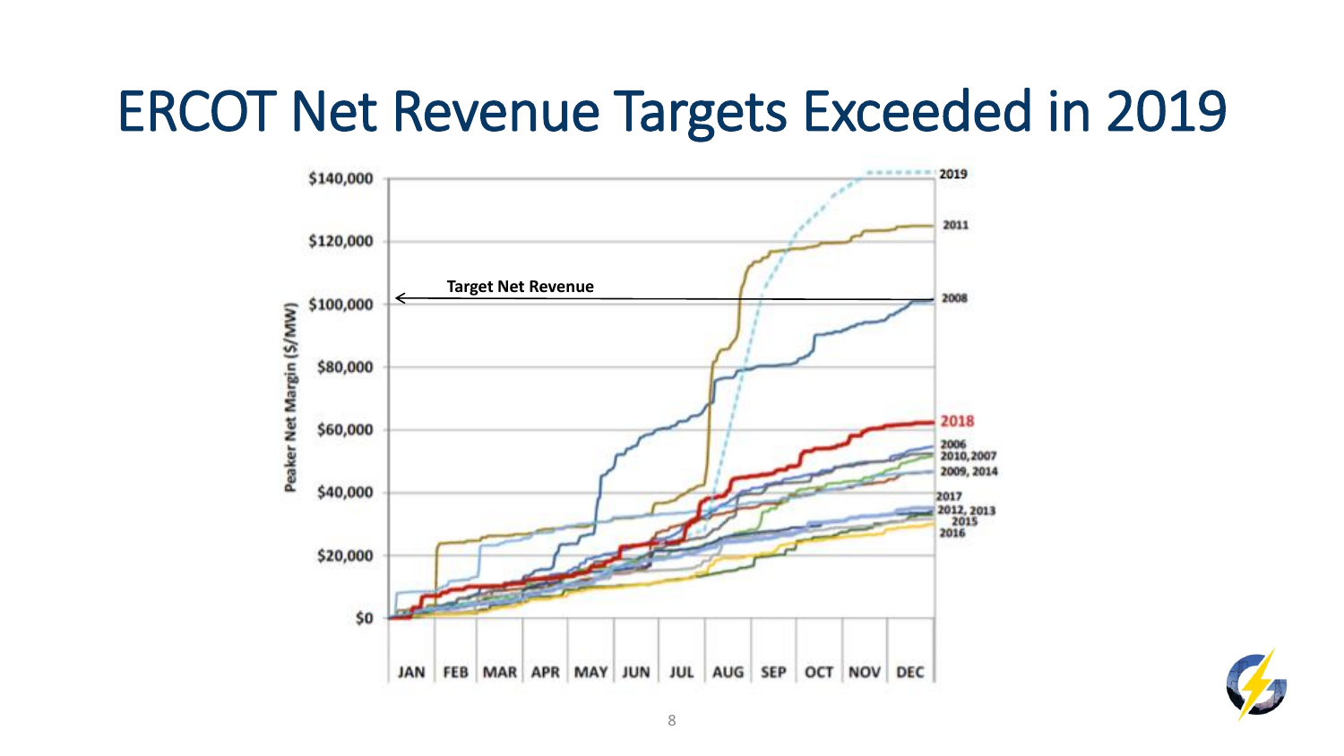# ERCOT Net Revenue Targets Exceeded in 2019

Target Net Revenue

Peaker Net Margin ($/MW)

$140,000
$120,000
$100,000
$80,000
$60,000
$40,000
$20,000
$0

JAN FEB MAR APR MAY JUN JUL AUG SEP OCT NOV DEC

2019
2011
2008
2018
2006
2010, 2007
2009, 2014
2017
2012, 2013
2015
2016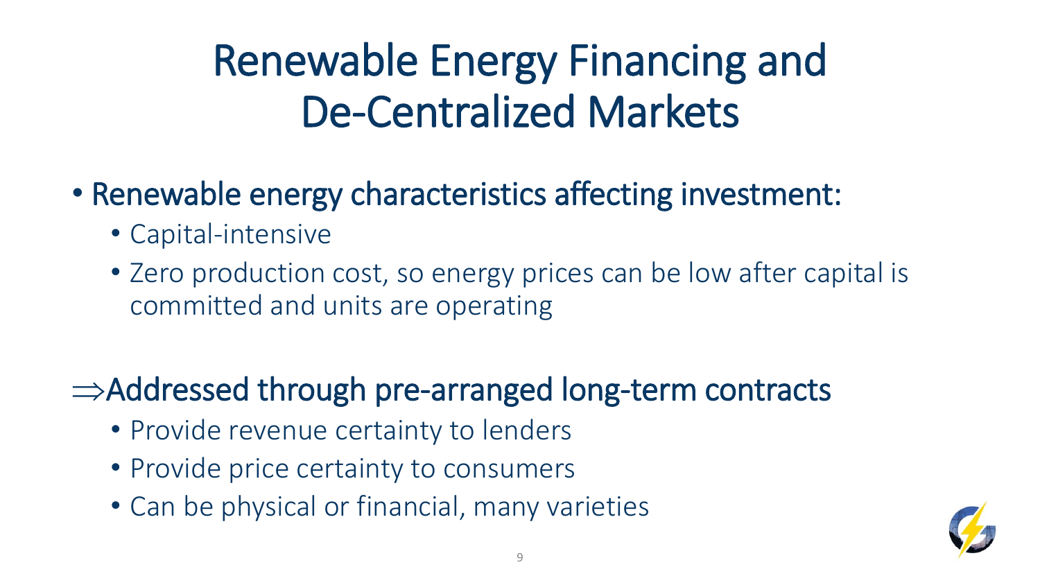# Renewable Energy Financing and De-Centralized Markets

- Renewable energy characteristics affecting investment:
  - Capital-intensive
  - Zero production cost, so energy prices can be low after capital is committed and units are operating

$\Rightarrow$Addressed through pre-arranged long-term contracts

  - Provide revenue certainty to lenders
  - Provide price certainty to consumers
  - Can be physical or financial, many varieties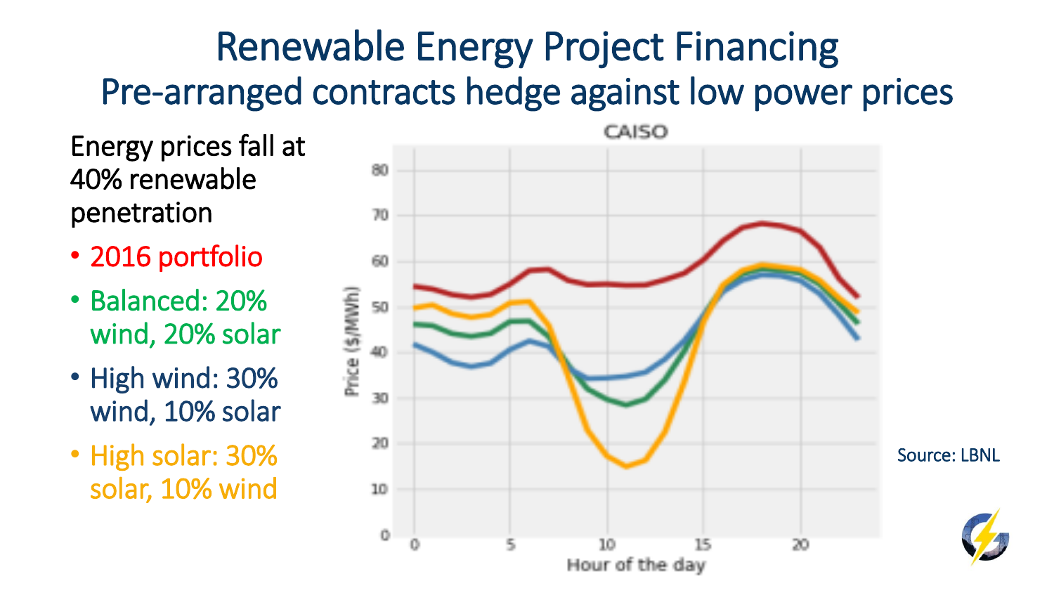# Renewable Energy Project Financing

## Pre-arranged contracts hedge against low power prices

Energy prices fall at 40% renewable penetration

- 2016 portfolio
- Balanced: 20% wind, 20% solar
- High wind: 30% wind, 10% solar
- High solar: 30% solar, 10% wind

Source: LBNL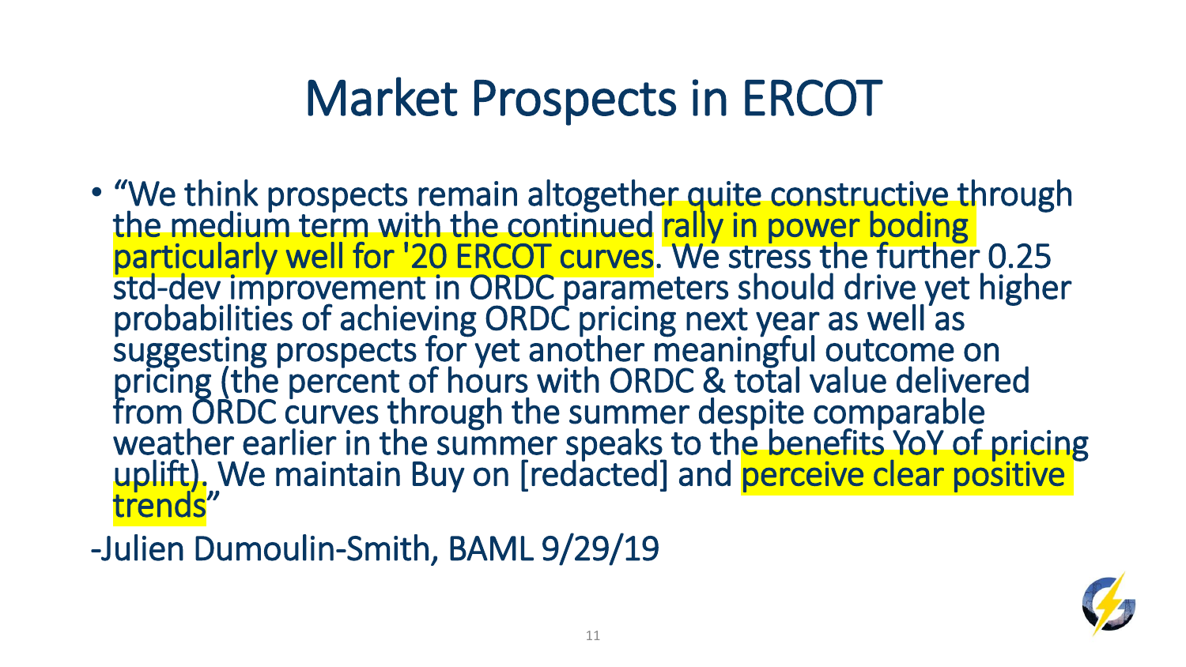# Market Prospects in ERCOT

- "We think prospects remain altogether quite constructive through the medium term with the continued rally in power boding particularly well for '20 ERCOT curves. We stress the further 0.25 std-dev improvement in ORDC parameters should drive yet higher probabilities of achieving ORDC pricing next year as well as suggesting prospects for yet another meaningful outcome on pricing (the percent of hours with ORDC & total value delivered from ORDC curves through the summer despite comparable weather earlier in the summer speaks to the benefits YoY of pricing uplift). We maintain Buy on [redacted] and perceive clear positive trends"

-Julien Dumoulin-Smith, BAML 9/29/19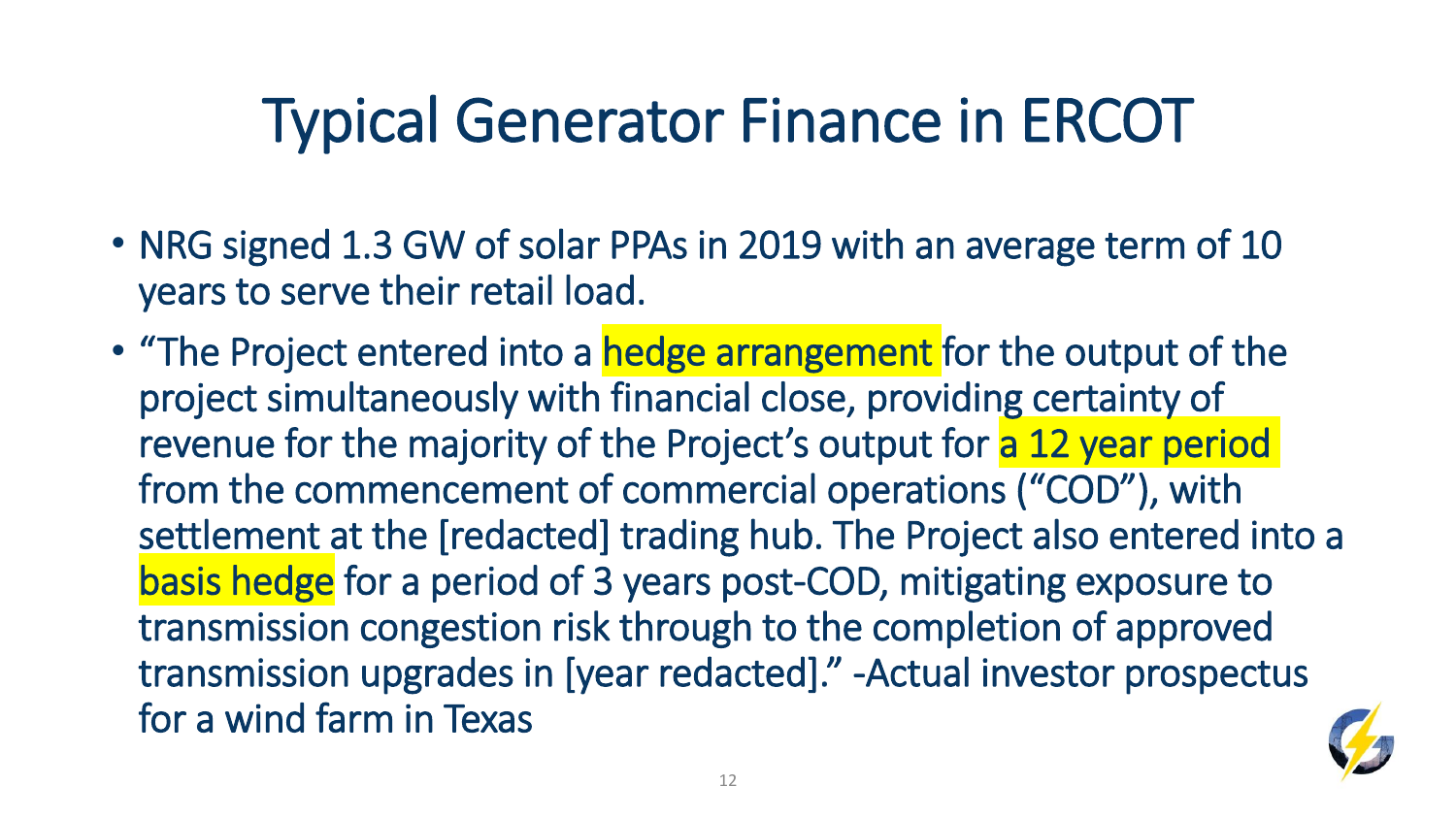# Typical Generator Finance in ERCOT

- NRG signed 1.3 GW of solar PPAs in 2019 with an average term of 10 years to serve their retail load.
- "The Project entered into a hedge arrangement for the output of the project simultaneously with financial close, providing certainty of revenue for the majority of the Project's output for a 12 year period from the commencement of commercial operations ("COD"), with settlement at the [redacted] trading hub. The Project also entered into a basis hedge for a period of 3 years post-COD, mitigating exposure to transmission congestion risk through to the completion of approved transmission upgrades in [year redacted]." -Actual investor prospectus for a wind farm in Texas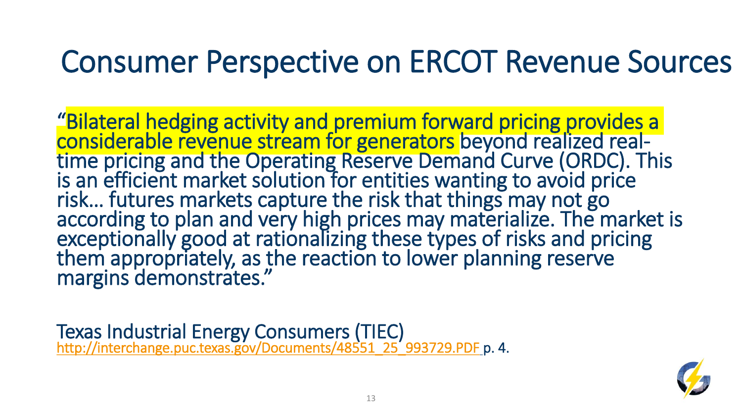# Consumer Perspective on ERCOT Revenue Sources

"Bilateral hedging activity and premium forward pricing provides a considerable revenue stream for generators beyond realized real-time pricing and the Operating Reserve Demand Curve (ORDC). This is an efficient market solution for entities wanting to avoid price risk… futures markets capture the risk that things may not go according to plan and very high prices may materialize. The market is exceptionally good at rationalizing these types of risks and pricing them appropriately, as the reaction to lower planning reserve margins demonstrates."

Texas Industrial Energy Consumers (TIEC)
http://interchange.puc.texas.gov/Documents/48551_25_993729.PDF p. 4.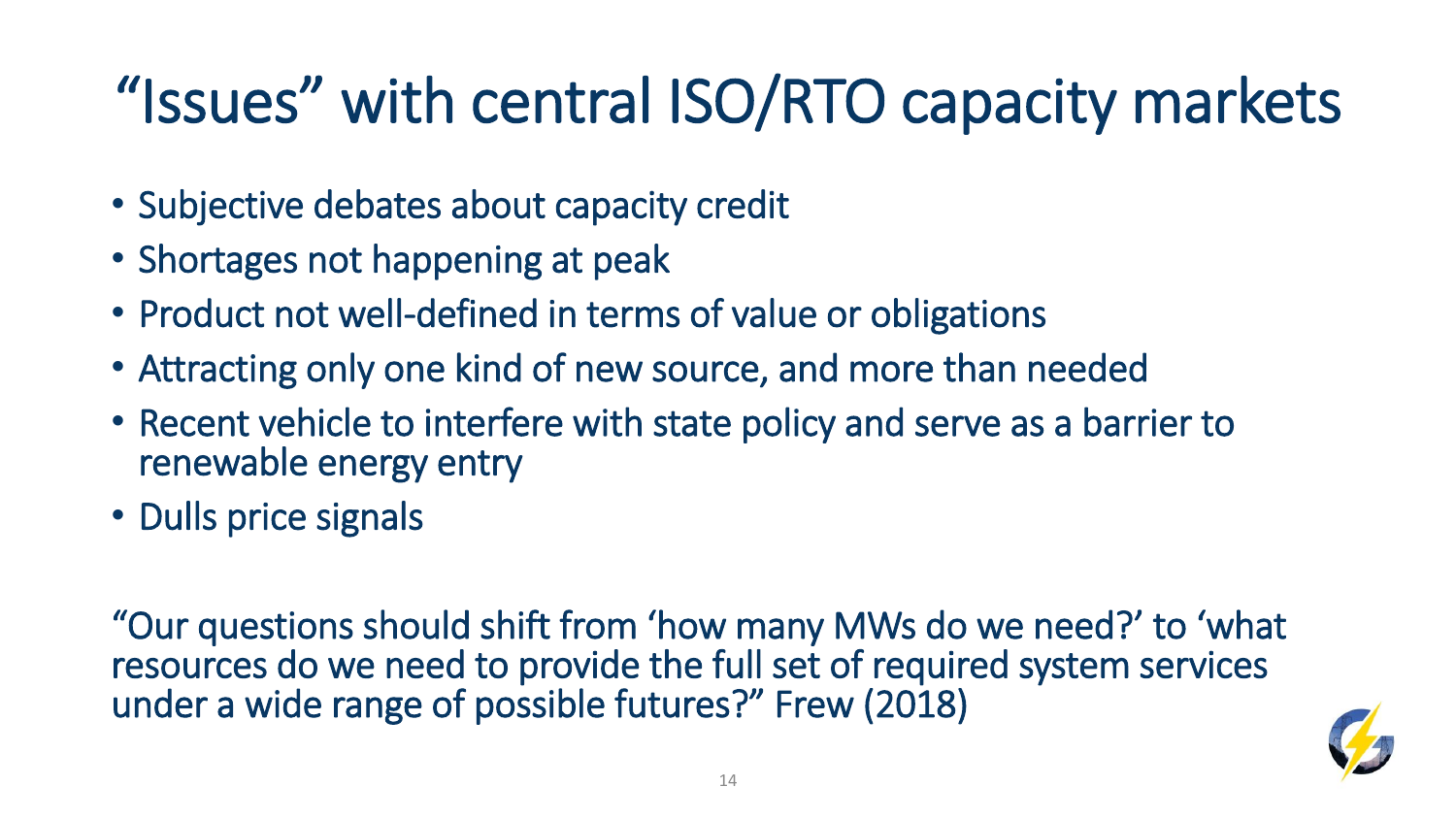# “Issues” with central ISO/RTO capacity markets

- Subjective debates about capacity credit
- Shortages not happening at peak
- Product not well-defined in terms of value or obligations
- Attracting only one kind of new source, and more than needed
- Recent vehicle to interfere with state policy and serve as a barrier to renewable energy entry
- Dulls price signals

“Our questions should shift from ‘how many MWs do we need?’ to ‘what resources do we need to provide the full set of required system services under a wide range of possible futures?” Frew (2018)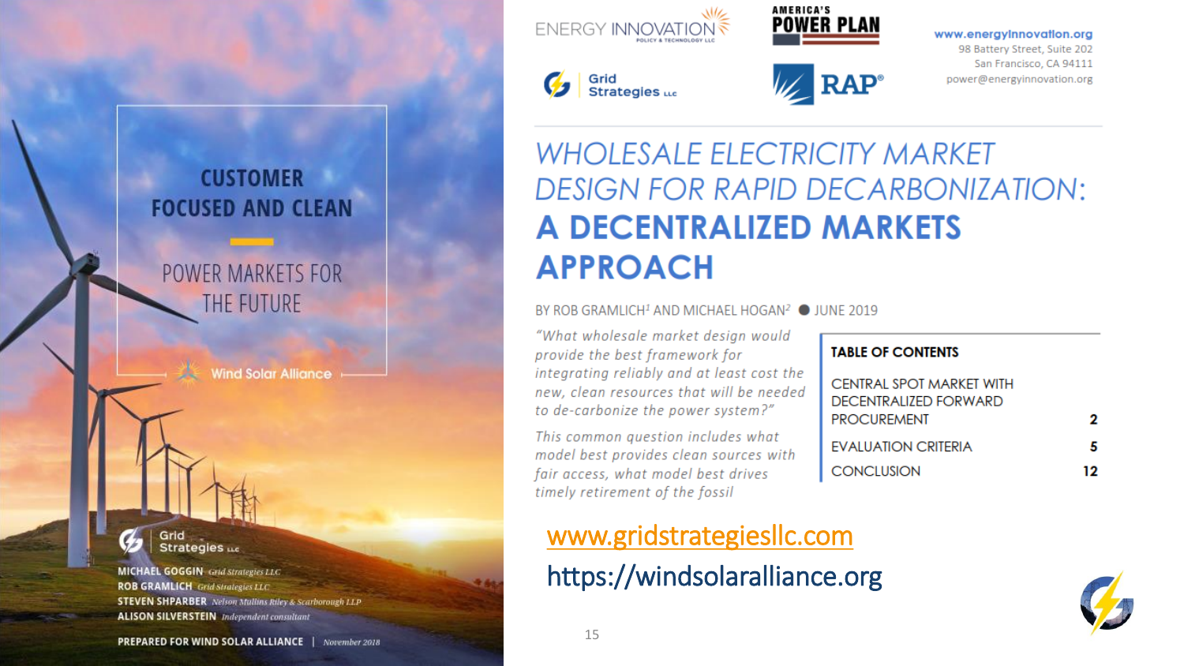# CUSTOMER FOCUSED AND CLEAN

## POWER MARKETS FOR THE FUTURE

Wind Solar Alliance

Grid Strategies LLC

**MICHAEL GOGGIN** *Grid Strategies LLC*
**ROB GRAMLICH** *Grid Strategies LLC*
**STEVEN SHPARBER** *Nelson Mullins Riley & Scarborough LLP*
**ALISON SILVERSTEIN** *Independent consultant*

**PREPARED FOR WIND SOLAR ALLIANCE** | *November 2018*

---

ENERGY INNOVATION POLICY & TECHNOLOGY LLC

AMERICA'S POWER PLAN

Grid Strategies LLC

RAP®

www.energyinnovation.org
98 Battery Street, Suite 202
San Francisco, CA 94111
power@energyinnovation.org

# *WHOLESALE ELECTRICITY MARKET DESIGN FOR RAPID DECARBONIZATION:* A DECENTRALIZED MARKETS APPROACH

BY ROB GRAMLICH[1] AND MICHAEL HOGAN[2] ● JUNE 2019

*"What wholesale market design would provide the best framework for integrating reliably and at least cost the new, clean resources that will be needed to de-carbonize the power system?"*

*This common question includes what model best provides clean sources with fair access, what model best drives timely retirement of the fossil*

| TABLE OF CONTENTS | |
|---|---|
| CENTRAL SPOT MARKET WITH DECENTRALIZED FORWARD PROCUREMENT | 2 |
| EVALUATION CRITERIA | 5 |
| CONCLUSION | 12 |

www.gridstrategiesllc.com

https://windsolaralliance.org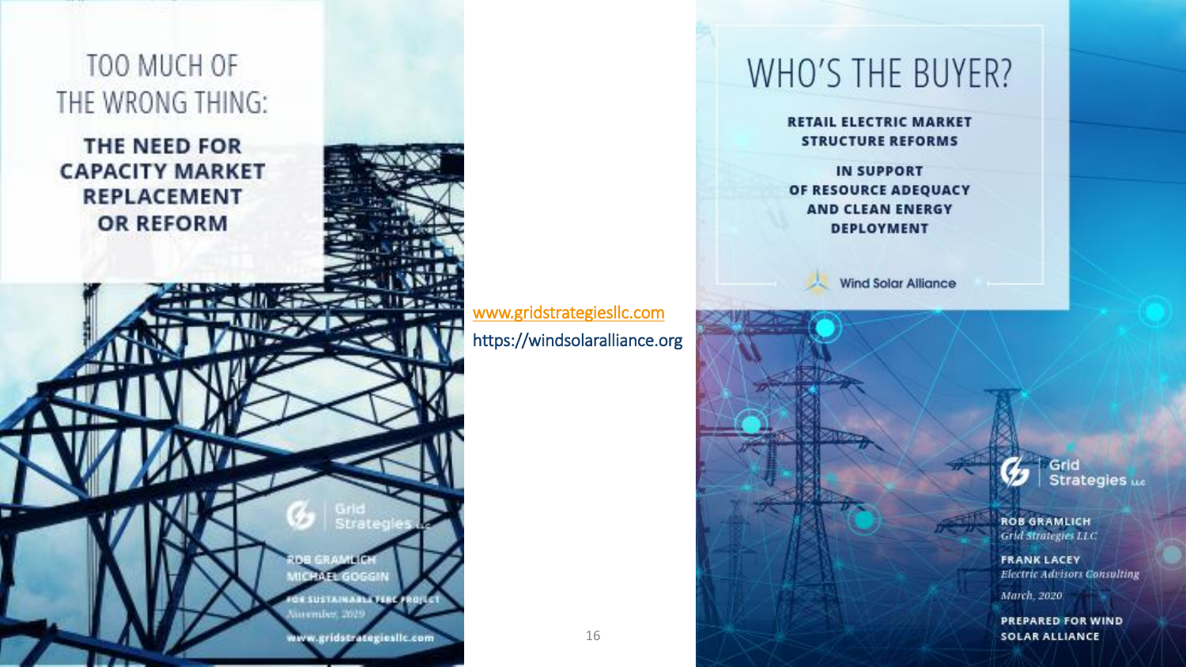# TOO MUCH OF THE WRONG THING:

## THE NEED FOR CAPACITY MARKET REPLACEMENT OR REFORM

Grid Strategies LLC

ROB GRAMLICH
MICHAEL GOGGIN

FOR SUSTAINABLE FERC PROJECT
November, 2019

www.gridstrategiesllc.com

www.gridstrategiesllc.com

https://windsolaralliance.org

# WHO'S THE BUYER?

**RETAIL ELECTRIC MARKET STRUCTURE REFORMS**

**IN SUPPORT OF RESOURCE ADEQUACY AND CLEAN ENERGY DEPLOYMENT**

Wind Solar Alliance

Grid Strategies LLC

**ROB GRAMLICH**
*Grid Strategies LLC*

**FRANK LACEY**
*Electric Advisors Consulting*

*March, 2020*

**PREPARED FOR WIND SOLAR ALLIANCE**